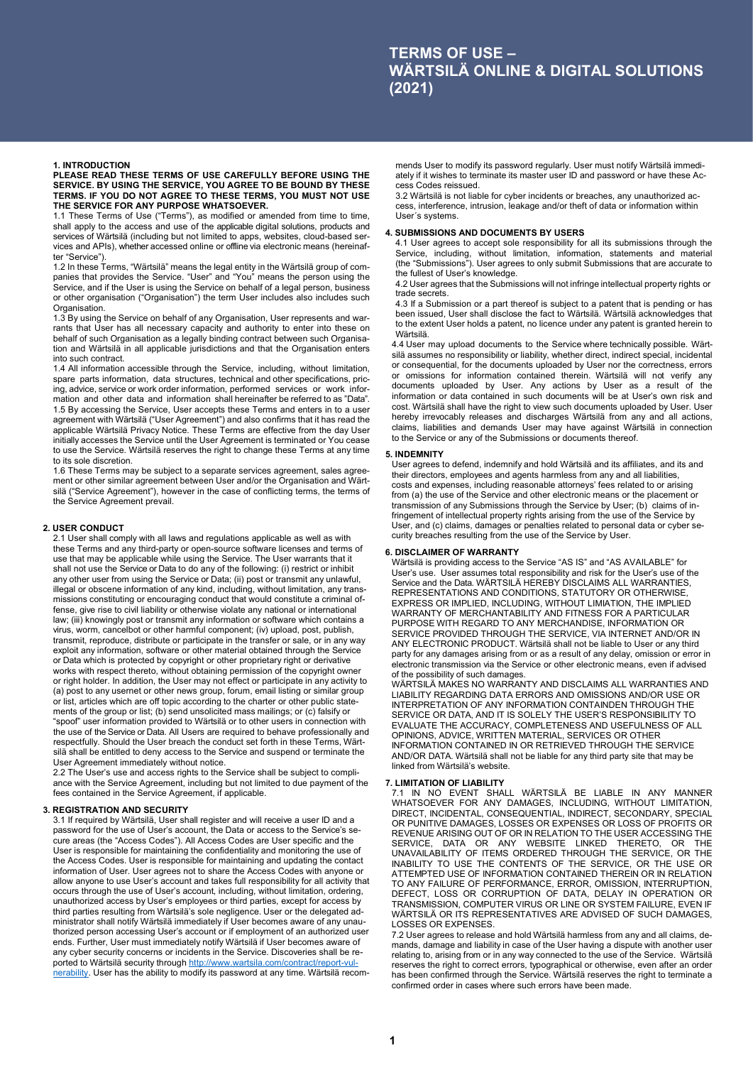# TERMS OF USE – WÄRTSILÄ ONLINE & DIGITAL SOLUTIONS (2021)

## 1. INTRODUCTION

**PLEASE READ THESE TERMS OF USE CAREFULLY BEFORE USING THE SERVICE. BY USING THE SERVICE, YOU AGREE TO BE BOUND BY THESE TERMS. IF YOU DO NOT AGREE TO THESE TERMS, YOU MUST NOT USE THE SERVICE FOR ANY PURPOSE WHATSOEVER.**

1.1 These Terms of Use ("Terms"), as modified or amended from time to time, shall apply to the access and use of the applicable digital solutions, products and services of Wärtsilä (including but not limited to apps, websites, cloud-based services and APIs), whether accessed online or offline via electronic means (hereinafter "Service").

1.2 In these Terms, "Wärtsilä" means the legal entity in the Wärtsilä group of companies that provides the Service. "User" and "You" means the person using the Service, and if the User is using the Service on behalf of a legal person, business or other organisation ("Organisation") the term User includes also includes such Organisation.

1.3 By using the Service on behalf of any Organisation, User represents and warrants that User has all necessary capacity and authority to enter into these on behalf of such Organisation as a legally binding contract between such Organisation and Wärtsilä in all applicable jurisdictions and that the Organisation enters into such contract.

1.4 All information accessible through the Service, including, without limitation, spare parts information, data structures, technical and other specifications, pricing, advice, service or work order information, performed services or work information and other data and information shall hereinafter be referred to as "Data".

1.5 By accessing the Service, User accepts these Terms and enters in to a user agreement with Wärtsilä ("User Agreement") and also confirms that it has read the applicable Wärtsilä Privacy Notice. These Terms are effective from the day User initially accesses the Service until the User Agreement is terminated or You cease to use the Service. Wärtsilä reserves the right to change these Terms at any time to its sole discretion.

1.6 These Terms may be subject to a separate services agreement, sales agreement or other similar agreement between User and/or the Organisation and Wärtsilä ("Service Agreement"), however in the case of conflicting terms, the terms of the Service Agreement prevail.

## 2. USER CONDUCT

2.1 User shall comply with all laws and regulations applicable as well as with these Terms and any third-party or open-source software licenses and terms of use that may be applicable while using the Service. The User warrants that it shall not use the Service or Data to do any of the following: (i) restrict or inhibit any other user from using the Service or Data; (ii) post or transmit any unlawful, illegal or obscene information of any kind, including, without limitation, any transmissions constituting or encouraging conduct that would constitute a criminal offense, give rise to civil liability or otherwise violate any national or international law; (iii) knowingly post or transmit any information or software which contains a virus, worm, cancelbot or other harmful component; (iv) upload, post, publish, transmit, reproduce, distribute or participate in the transfer or sale, or in any way exploit any information, software or other material obtained through the Service or Data which is protected by copyright or other proprietary right or derivative works with respect thereto, without obtaining permission of the copyright owner or right holder. In addition, the User may not effect or participate in any activity to (a) post to any usernet or other news group, forum, email listing or similar group or list, articles which are off topic according to the charter or other public statements of the group or list; (b) send unsolicited mass mailings; or (c) falsify or "spoof" user information provided to Wärtsilä or to other users in connection with the use of the Service or Data. All Users are required to behave professionally and respectfully. Should the User breach the conduct set forth in these Terms, Wärtsilä shall be entitled to deny access to the Service and suspend or terminate the User Agreement immediately without notice.

2.2 The User's use and access rights to the Service shall be subject to compliance with the Service Agreement, including but not limited to due payment of the fees contained in the Service Agreement, if applicable.

## 3. REGISTRATION AND SECURITY

3.1 If required by Wärtsilä, User shall register and will receive a user ID and a password for the use of User's account, the Data or access to the Service's secure areas (the "Access Codes"). All Access Codes are User specific and the User is responsible for maintaining the confidentiality and monitoring the use of the Access Codes. User is responsible for maintaining and updating the contact information of User. User agrees not to share the Access Codes with anyone or allow anyone to use User's account and takes full responsibility for all activity that occurs through the use of User's account, including, without limitation, ordering, unauthorized access by User's employees or third parties, except for access by third parties resulting from Wärtsilä's sole negligence. User or the delegated administrator shall notify Wärtsilä immediately if User becomes aware of any unauthorized person accessing User's account or if employment of an authorized user ends. Further, User must immediately notify Wärtsilä if User becomes aware of any cyber security concerns or incidents in the Service. Discoveries shall be reported to Wärtsilä security through [http://www.wartsila.com/contract/report-vulnerability](http://www.wartsila.com/contract/report-vulnerability). User has the ability to modify its password at any time. Wärtsilä recommends User to modify its password regularly. User must notify Wärtsilä immediately if it wishes to terminate its master user ID and password or have these Access Codes reissued.

3.2 Wärtsilä is not liable for cyber incidents or breaches, any unauthorized access, interference, intrusion, leakage and/or theft of data or information within User´s systems.

## 4. SUBMISSIONS AND DOCUMENTS BY USERS

4.1 User agrees to accept sole responsibility for all its submissions through the Service, including, without limitation, information, statements and material (the "Submissions"). User agrees to only submit Submissions that are accurate to the fullest of User's knowledge.

4.2 User agrees that the Submissions will not infringe intellectual property rights or trade secrets.

4.3 If a Submission or a part thereof is subject to a patent that is pending or has been issued, User shall disclose the fact to Wärtsilä. Wärtsilä acknowledges that to the extent User holds a patent, no licence under any patent is granted herein to Wärtsilä.

4.4 User may upload documents to the Service where technically possible. Wärtsilä assumes no responsibility or liability, whether direct, indirect special, incidental or consequential, for the documents uploaded by User nor the correctness, errors or omissions for information contained therein. Wärtsilä will not verify any documents uploaded by User. Any actions by User as a result of the information or data contained in such documents will be at User's own risk and cost. Wärtsilä shall have the right to view such documents uploaded by User. User hereby irrevocably releases and discharges Wärtsilä from any and all actions, claims, liabilities and demands User may have against Wärtsilä in connection to the Service or any of the Submissions or documents thereof.

## 5. INDEMNITY

User agrees to defend, indemnify and hold Wärtsilä and its affiliates, and its and their directors, employees and agents harmless from any and all liabilities, costs and expenses, including reasonable attorneys' fees related to or arising from (a) the use of the Service and other electronic means or the placement or transmission of any Submissions through the Service by User; (b) claims of infringement of intellectual property rights arising from the use of the Service by User, and (c) claims, damages or penalties related to personal data or cyber security breaches resulting from the use of the Service by User.

## 6. DISCLAIMER OF WARRANTY

Wärtsilä is providing access to the Service "AS IS" and "AS AVAILABLE" for User's use. User assumes total responsibility and risk for the User's use of the Service and the Data. WÄRTSILÄ HEREBY DISCLAIMS ALL WARRANTIES, REPRESENTATIONS AND CONDITIONS, STATUTORY OR OTHERWISE, EXPRESS OR IMPLIED, INCLUDING, WITHOUT LIMIATION, THE IMPLIED WARRANTY OF MERCHANTABILITY AND FITNESS FOR A PARTICULAR PURPOSE WITH REGARD TO ANY MERCHANDISE, INFORMATION OR SERVICE PROVIDED THROUGH THE SERVICE, VIA INTERNET AND/OR IN ANY ELECTRONIC PRODUCT. Wärtsilä shall not be liable to User or any third party for any damages arising from or as a result of any delay, omission or error in electronic transmission via the Service or other electronic means, even if advised of the possibility of such damages.

WÄRTSILÄ MAKES NO WARRANTY AND DISCLAIMS ALL WARRANTIES AND LIABILITY REGARDING DATA ERRORS AND OMISSIONS AND/OR USE OR INTERPRETATION OF ANY INFORMATION CONTAINDEN THROUGH THE SERVICE OR DATA, AND IT IS SOLELY THE USER'S RESPONSIBILITY TO EVALUATE THE ACCURACY, COMPLETENESS AND USEFULNESS OF ALL OPINIONS, ADVICE, WRITTEN MATERIAL, SERVICES OR OTHER INFORMATION CONTAINED IN OR RETRIEVED THROUGH THE SERVICE AND/OR DATA. Wärtsilä shall not be liable for any third party site that may be linked from Wärtsilä's website.

## 7. LIMITATION OF LIABILITY

7.1 IN NO EVENT SHALL WÄRTSILÄ BE LIABLE IN ANY MANNER WHATSOEVER FOR ANY DAMAGES, INCLUDING, WITHOUT LIMITATION, DIRECT, INCIDENTAL, CONSEQUENTIAL, INDIRECT, SECONDARY, SPECIAL OR PUNITIVE DAMAGES, LOSSES OR EXPENSES OR LOSS OF PROFITS OR REVENUE ARISING OUT OF OR IN RELATION TO THE USER ACCESSING THE SERVICE, DATA OR ANY WEBSITE LINKED THERETO, OR THE UNAVAILABILITY OF ITEMS ORDERED THROUGH THE SERVICE, OR THE INABILITY TO USE THE CONTENTS OF THE SERVICE, OR THE USE OR ATTEMPTED USE OF INFORMATION CONTAINED THEREIN OR IN RELATION TO ANY FAILURE OF PERFORMANCE, ERROR, OMISSION, INTERRUPTION, DEFECT, LOSS OR CORRUPTION OF DATA, DELAY IN OPERATION OR TRANSMISSION, COMPUTER VIRUS OR LINE OR SYSTEM FAILURE, EVEN IF WÄRTSILÄ OR ITS REPRESENTATIVES ARE ADVISED OF SUCH DAMAGES, LOSSES OR EXPENSES.

7.2 User agrees to release and hold Wärtsilä harmless from any and all claims, demands, damage and liability in case of the User having a dispute with another user relating to, arising from or in any way connected to the use of the Service. Wärtsilä reserves the right to correct errors, typographical or otherwise, even after an order has been confirmed through the Service. Wärtsilä reserves the right to terminate a confirmed order in cases where such errors have been made.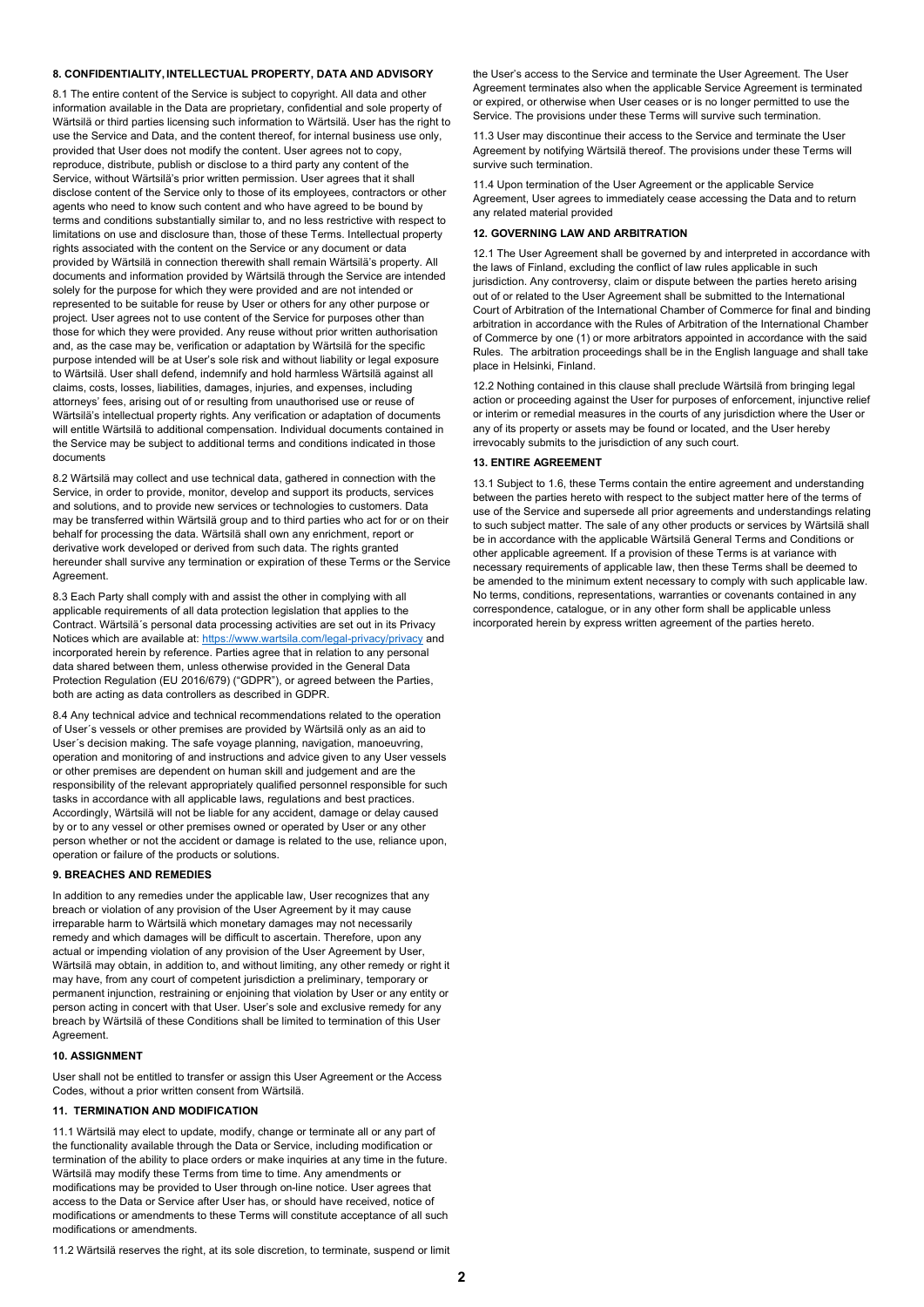### 8. CONFIDENTIALITY, INTELLECTUAL PROPERTY, DATA AND ADVISORY

8.1 The entire content of the Service is subject to copyright. All data and other information available in the Data are proprietary, confidential and sole property of Wärtsilä or third parties licensing such information to Wärtsilä. User has the right to use the Service and Data, and the content thereof, for internal business use only, provided that User does not modify the content. User agrees not to copy, reproduce, distribute, publish or disclose to a third party any content of the Service, without Wärtsilä's prior written permission. User agrees that it shall disclose content of the Service only to those of its employees, contractors or other agents who need to know such content and who have agreed to be bound by terms and conditions substantially similar to, and no less restrictive with respect to limitations on use and disclosure than, those of these Terms. Intellectual property rights associated with the content on the Service or any document or data provided by Wärtsilä in connection therewith shall remain Wärtsilä's property. All documents and information provided by Wärtsilä through the Service are intended solely for the purpose for which they were provided and are not intended or represented to be suitable for reuse by User or others for any other purpose or project. User agrees not to use content of the Service for purposes other than those for which they were provided. Any reuse without prior written authorisation and, as the case may be, verification or adaptation by Wärtsilä for the specific purpose intended will be at User's sole risk and without liability or legal exposure to Wärtsilä. User shall defend, indemnify and hold harmless Wärtsilä against all claims, costs, losses, liabilities, damages, injuries, and expenses, including attorneys' fees, arising out of or resulting from unauthorised use or reuse of Wärtsilä's intellectual property rights. Any verification or adaptation of documents will entitle Wärtsilä to additional compensation. Individual documents contained in the Service may be subject to additional terms and conditions indicated in those documents

8.2 Wärtsilä may collect and use technical data, gathered in connection with the Service, in order to provide, monitor, develop and support its products, services and solutions, and to provide new services or technologies to customers. Data may be transferred within Wärtsilä group and to third parties who act for or on their behalf for processing the data. Wärtsilä shall own any enrichment, report or derivative work developed or derived from such data. The rights granted hereunder shall survive any termination or expiration of these Terms or the Service Agreement.

8.3 Each Party shall comply with and assist the other in complying with all applicable requirements of all data protection legislation that applies to the Contract. Wärtsilä´s personal data processing activities are set out in its Privacy Notices which are available at: https://www.wartsila.com/legal-privacy/privacy and incorporated herein by reference. Parties agree that in relation to any personal data shared between them, unless otherwise provided in the General Data Protection Regulation (EU 2016/679) ("GDPR"), or agreed between the Parties, both are acting as data controllers as described in GDPR.

8.4 Any technical advice and technical recommendations related to the operation of User´s vessels or other premises are provided by Wärtsilä only as an aid to User´s decision making. The safe voyage planning, navigation, manoeuvring, operation and monitoring of and instructions and advice given to any User vessels or other premises are dependent on human skill and judgement and are the responsibility of the relevant appropriately qualified personnel responsible for such tasks in accordance with all applicable laws, regulations and best practices. Accordingly, Wärtsilä will not be liable for any accident, damage or delay caused by or to any vessel or other premises owned or operated by User or any other person whether or not the accident or damage is related to the use, reliance upon, operation or failure of the products or solutions.

### 9. BREACHES AND REMEDIES

In addition to any remedies under the applicable law, User recognizes that any breach or violation of any provision of the User Agreement by it may cause irreparable harm to Wärtsilä which monetary damages may not necessarily remedy and which damages will be difficult to ascertain. Therefore, upon any actual or impending violation of any provision of the User Agreement by User, Wärtsilä may obtain, in addition to, and without limiting, any other remedy or right it may have, from any court of competent jurisdiction a preliminary, temporary or permanent injunction, restraining or enjoining that violation by User or any entity or person acting in concert with that User. User's sole and exclusive remedy for any breach by Wärtsilä of these Conditions shall be limited to termination of this User Agreement.

### 10. ASSIGNMENT

User shall not be entitled to transfer or assign this User Agreement or the Access Codes, without a prior written consent from Wärtsilä.

### 11. TERMINATION AND MODIFICATION

11.1 Wärtsilä may elect to update, modify, change or terminate all or any part of the functionality available through the Data or Service, including modification or termination of the ability to place orders or make inquiries at any time in the future. Wärtsilä may modify these Terms from time to time. Any amendments or modifications may be provided to User through on-line notice. User agrees that access to the Data or Service after User has, or should have received, notice of modifications or amendments to these Terms will constitute acceptance of all such modifications or amendments.

11.2 Wärtsilä reserves the right, at its sole discretion, to terminate, suspend or limit the User's access to the Service and terminate the User Agreement. The User Agreement terminates also when the applicable Service Agreement is terminated or expired, or otherwise when User ceases or is no longer permitted to use the Service. The provisions under these Terms will survive such termination.

11.3 User may discontinue their access to the Service and terminate the User Agreement by notifying Wärtsilä thereof. The provisions under these Terms will survive such termination.

11.4 Upon termination of the User Agreement or the applicable Service Agreement, User agrees to immediately cease accessing the Data and to return any related material provided

### 12. GOVERNING LAW AND ARBITRATION

12.1 The User Agreement shall be governed by and interpreted in accordance with the laws of Finland, excluding the conflict of law rules applicable in such jurisdiction. Any controversy, claim or dispute between the parties hereto arising out of or related to the User Agreement shall be submitted to the International Court of Arbitration of the International Chamber of Commerce for final and binding arbitration in accordance with the Rules of Arbitration of the International Chamber of Commerce by one (1) or more arbitrators appointed in accordance with the said Rules. The arbitration proceedings shall be in the English language and shall take place in Helsinki, Finland.

12.2 Nothing contained in this clause shall preclude Wärtsilä from bringing legal action or proceeding against the User for purposes of enforcement, injunctive relief or interim or remedial measures in the courts of any jurisdiction where the User or any of its property or assets may be found or located, and the User hereby irrevocably submits to the jurisdiction of any such court.

### 13. ENTIRE AGREEMENT

13.1 Subject to 1.6, these Terms contain the entire agreement and understanding between the parties hereto with respect to the subject matter here of the terms of use of the Service and supersede all prior agreements and understandings relating to such subject matter. The sale of any other products or services by Wärtsilä shall be in accordance with the applicable Wärtsilä General Terms and Conditions or other applicable agreement. If a provision of these Terms is at variance with necessary requirements of applicable law, then these Terms shall be deemed to be amended to the minimum extent necessary to comply with such applicable law. No terms, conditions, representations, warranties or covenants contained in any correspondence, catalogue, or in any other form shall be applicable unless incorporated herein by express written agreement of the parties hereto.